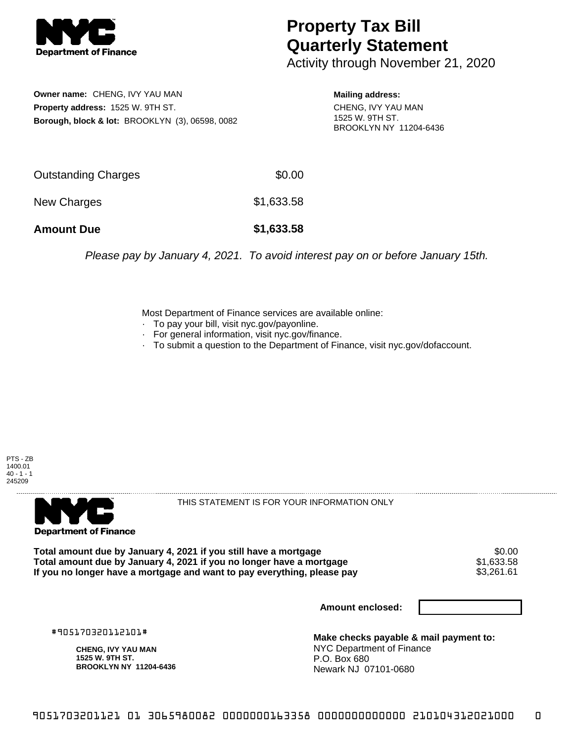**NYC Department of Finance**

# Property Tax Bill Quarterly Statement

Activity through November 21, 2020

**Owner name:** CHENG, IVY YAU MAN
**Property address:** 1525 W. 9TH ST.
**Borough, block & lot:** BROOKLYN (3), 06598, 0082

**Mailing address:**
CHENG, IVY YAU MAN
1525 W. 9TH ST.
BROOKLYN NY 11204-6436

| | |
|---|---|
| Outstanding Charges | $0.00 |
| New Charges | $1,633.58 |
| **Amount Due** | **$1,633.58** |

*Please pay by January 4, 2021. To avoid interest pay on or before January 15th.*

Most Department of Finance services are available online:
- To pay your bill, visit nyc.gov/payonline.
- For general information, visit nyc.gov/finance.
- To submit a question to the Department of Finance, visit nyc.gov/dofaccount.

PTS - ZB
1400.01
40 - 1 - 1
245209

---

**NYC Department of Finance**

THIS STATEMENT IS FOR YOUR INFORMATION ONLY

| | |
|---|---|
| **Total amount due by January 4, 2021 if you still have a mortgage** | $0.00 |
| **Total amount due by January 4, 2021 if you no longer have a mortgage** | $1,633.58 |
| **If you no longer have a mortgage and want to pay everything, please pay** | $3,261.61 |

**Amount enclosed:**

#905170320112101#

**CHENG, IVY YAU MAN**
**1525 W. 9TH ST.**
**BROOKLYN NY 11204-6436**

**Make checks payable & mail payment to:**
NYC Department of Finance
P.O. Box 680
Newark NJ 07101-0680

9051703201121 01 3065980082 0000000163358 0000000000000 210104312021000 0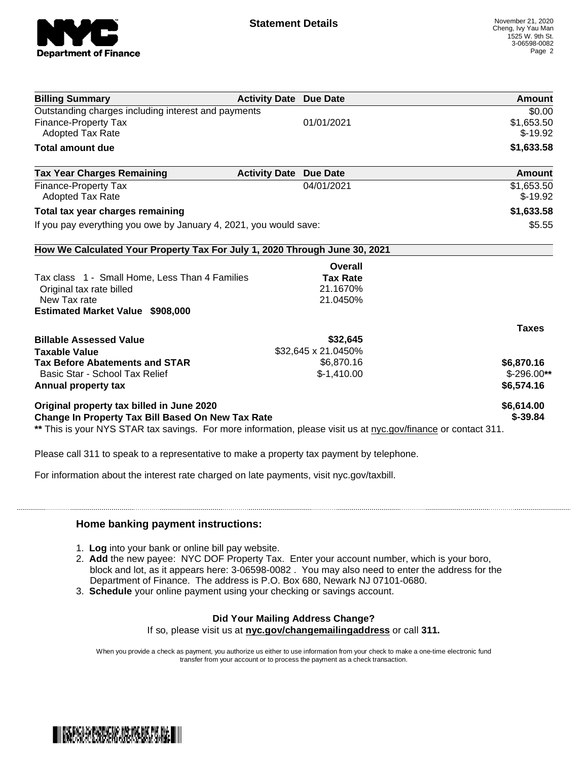**Statement Details**

November 21, 2020
Cheng, Ivy Yau Man
1525 W. 9th St.
3-06598-0082

| Billing Summary | Activity Date | Due Date | Amount |
|---|---|---|---|
| Outstanding charges including interest and payments | | | $0.00 |
| Finance-Property Tax | | 01/01/2021 | $1,653.50 |
| Adopted Tax Rate | | | $-19.92 |
| **Total amount due** | | | **$1,633.58** |

| Tax Year Charges Remaining | Activity Date | Due Date | Amount |
|---|---|---|---|
| Finance-Property Tax | | 04/01/2021 | $1,653.50 |
| Adopted Tax Rate | | | $-19.92 |
| **Total tax year charges remaining** | | | **$1,633.58** |
| If you pay everything you owe by January 4, 2021, you would save: | | | $5.55 |

**How We Calculated Your Property Tax For July 1, 2020 Through June 30, 2021**

| | Overall Tax Rate | Taxes |
|---|---|---|
| Tax class 1 - Small Home, Less Than 4 Families | | |
| Original tax rate billed | 21.1670% | |
| New Tax rate | 21.0450% | |
| **Estimated Market Value $908,000** | | |
| **Billable Assessed Value** | **$32,645** | |
| **Taxable Value** | $32,645 x 21.0450% | |
| **Tax Before Abatements and STAR** | $6,870.16 | **$6,870.16** |
| Basic Star - School Tax Relief | $-1,410.00 | $-296.00** |
| **Annual property tax** | | **$6,574.16** |
| **Original property tax billed in June 2020** | | **$6,614.00** |
| **Change In Property Tax Bill Based On New Tax Rate** | | **$-39.84** |

** This is your NYS STAR tax savings. For more information, please visit us at nyc.gov/finance or contact 311.

Please call 311 to speak to a representative to make a property tax payment by telephone.

For information about the interest rate charged on late payments, visit nyc.gov/taxbill.

## Home banking payment instructions:

1. **Log** into your bank or online bill pay website.
2. **Add** the new payee: NYC DOF Property Tax. Enter your account number, which is your boro, block and lot, as it appears here: 3-06598-0082 . You may also need to enter the address for the Department of Finance. The address is P.O. Box 680, Newark NJ 07101-0680.
3. **Schedule** your online payment using your checking or savings account.

**Did Your Mailing Address Change?**

If so, please visit us at **nyc.gov/changemailingaddress** or call **311.**

When you provide a check as payment, you authorize us either to use information from your check to make a one-time electronic fund transfer from your account or to process the payment as a check transaction.